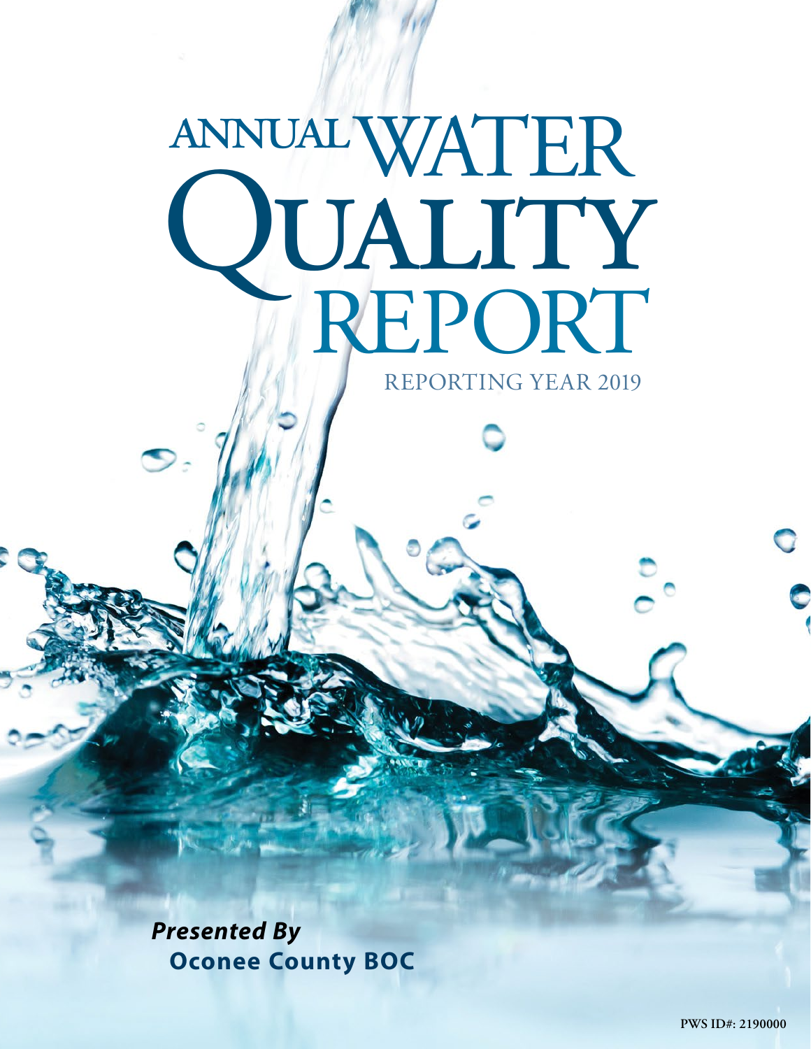# ANNUAL WATER QUALITY REPORT

REPORTING YEAR 2019

***Presented By***
**Oconee County BOC**

**PWS ID#: 2190000**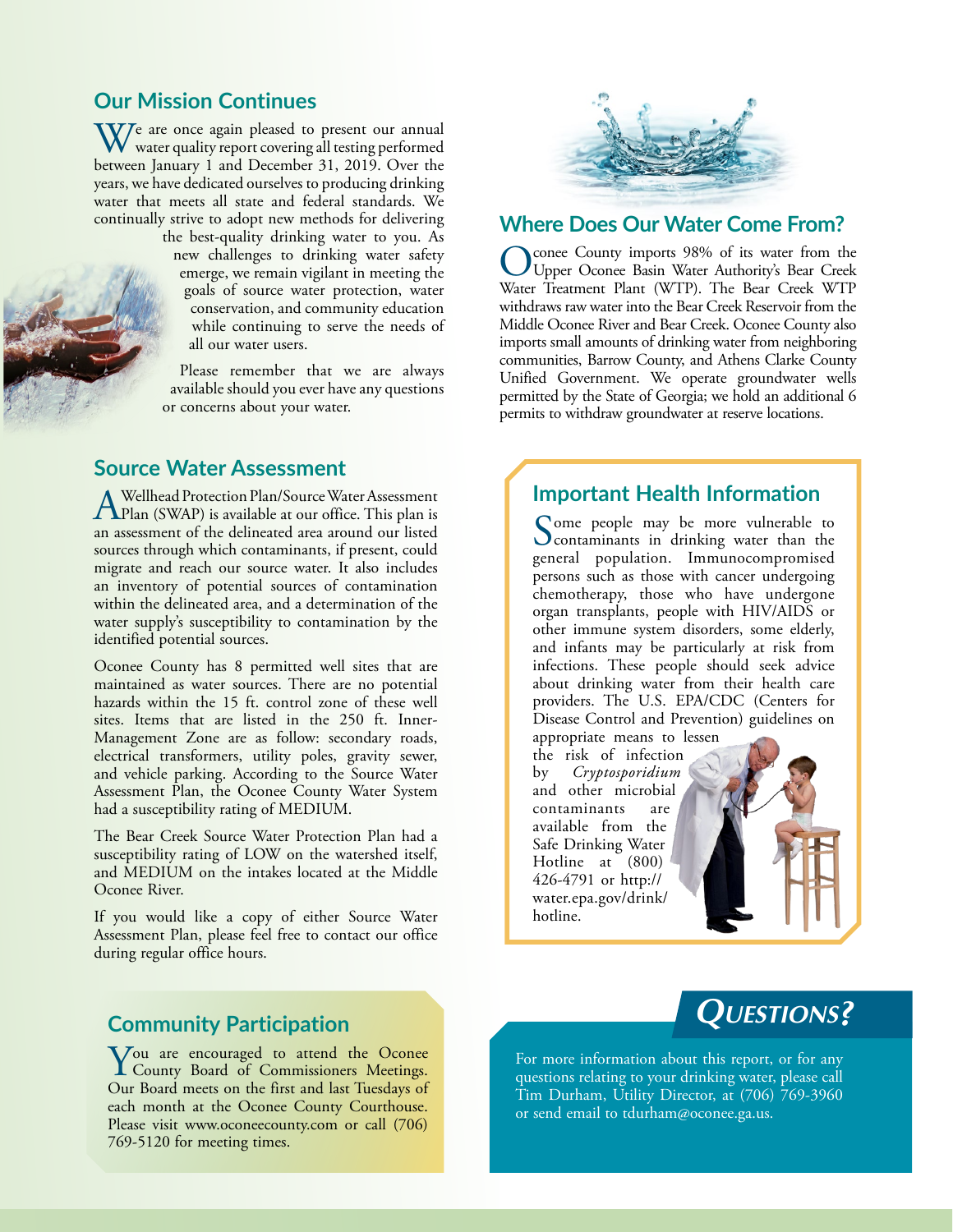## Our Mission Continues

We are once again pleased to present our annual water quality report covering all testing performed between January 1 and December 31, 2019. Over the years, we have dedicated ourselves to producing drinking water that meets all state and federal standards. We continually strive to adopt new methods for delivering the best-quality drinking water to you. As new challenges to drinking water safety emerge, we remain vigilant in meeting the goals of source water protection, water conservation, and community education while continuing to serve the needs of all our water users.

Please remember that we are always available should you ever have any questions or concerns about your water.

## Source Water Assessment

A Wellhead Protection Plan/Source Water Assessment Plan (SWAP) is available at our office. This plan is an assessment of the delineated area around our listed sources through which contaminants, if present, could migrate and reach our source water. It also includes an inventory of potential sources of contamination within the delineated area, and a determination of the water supply's susceptibility to contamination by the identified potential sources.

Oconee County has 8 permitted well sites that are maintained as water sources. There are no potential hazards within the 15 ft. control zone of these well sites. Items that are listed in the 250 ft. Inner-Management Zone are as follow: secondary roads, electrical transformers, utility poles, gravity sewer, and vehicle parking. According to the Source Water Assessment Plan, the Oconee County Water System had a susceptibility rating of MEDIUM.

The Bear Creek Source Water Protection Plan had a susceptibility rating of LOW on the watershed itself, and MEDIUM on the intakes located at the Middle Oconee River.

If you would like a copy of either Source Water Assessment Plan, please feel free to contact our office during regular office hours.

## Community Participation

You are encouraged to attend the Oconee County Board of Commissioners Meetings. Our Board meets on the first and last Tuesdays of each month at the Oconee County Courthouse. Please visit www.oconeecounty.com or call (706) 769-5120 for meeting times.

## Where Does Our Water Come From?

Oconee County imports 98% of its water from the Upper Oconee Basin Water Authority's Bear Creek Water Treatment Plant (WTP). The Bear Creek WTP withdraws raw water into the Bear Creek Reservoir from the Middle Oconee River and Bear Creek. Oconee County also imports small amounts of drinking water from neighboring communities, Barrow County, and Athens Clarke County Unified Government. We operate groundwater wells permitted by the State of Georgia; we hold an additional 6 permits to withdraw groundwater at reserve locations.

## Important Health Information

Some people may be more vulnerable to contaminants in drinking water than the general population. Immunocompromised persons such as those with cancer undergoing chemotherapy, those who have undergone organ transplants, people with HIV/AIDS or other immune system disorders, some elderly, and infants may be particularly at risk from infections. These people should seek advice about drinking water from their health care providers. The U.S. EPA/CDC (Centers for Disease Control and Prevention) guidelines on appropriate means to lessen the risk of infection by *Cryptosporidium* and other microbial contaminants are available from the Safe Drinking Water Hotline at (800) 426-4791 or http://water.epa.gov/drink/hotline.

## QUESTIONS?

For more information about this report, or for any questions relating to your drinking water, please call Tim Durham, Utility Director, at (706) 769-3960 or send email to tdurham@oconee.ga.us.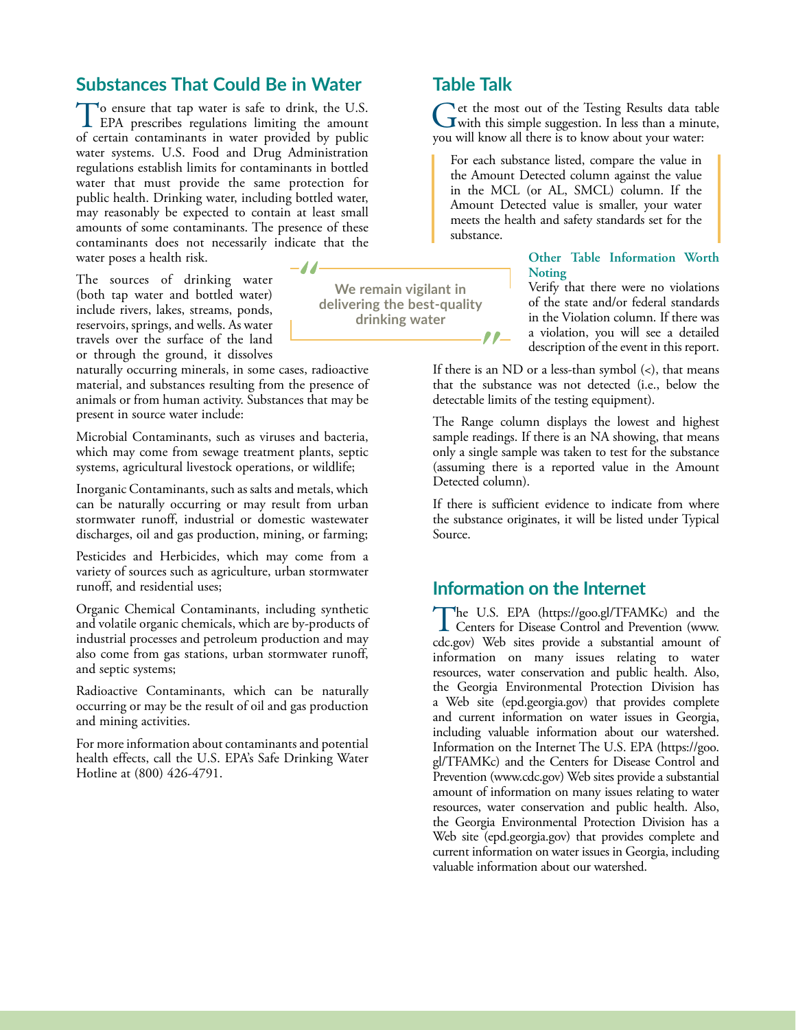## Substances That Could Be in Water

To ensure that tap water is safe to drink, the U.S. EPA prescribes regulations limiting the amount of certain contaminants in water provided by public water systems. U.S. Food and Drug Administration regulations establish limits for contaminants in bottled water that must provide the same protection for public health. Drinking water, including bottled water, may reasonably be expected to contain at least small amounts of some contaminants. The presence of these contaminants does not necessarily indicate that the water poses a health risk.

The sources of drinking water (both tap water and bottled water) include rivers, lakes, streams, ponds, reservoirs, springs, and wells. As water travels over the surface of the land or through the ground, it dissolves naturally occurring minerals, in some cases, radioactive material, and substances resulting from the presence of animals or from human activity. Substances that may be present in source water include:

> We remain vigilant in delivering the best-quality drinking water

Microbial Contaminants, such as viruses and bacteria, which may come from sewage treatment plants, septic systems, agricultural livestock operations, or wildlife;

Inorganic Contaminants, such as salts and metals, which can be naturally occurring or may result from urban stormwater runoff, industrial or domestic wastewater discharges, oil and gas production, mining, or farming;

Pesticides and Herbicides, which may come from a variety of sources such as agriculture, urban stormwater runoff, and residential uses;

Organic Chemical Contaminants, including synthetic and volatile organic chemicals, which are by-products of industrial processes and petroleum production and may also come from gas stations, urban stormwater runoff, and septic systems;

Radioactive Contaminants, which can be naturally occurring or may be the result of oil and gas production and mining activities.

For more information about contaminants and potential health effects, call the U.S. EPA's Safe Drinking Water Hotline at (800) 426-4791.

## Table Talk

Get the most out of the Testing Results data table with this simple suggestion. In less than a minute, you will know all there is to know about your water:

> For each substance listed, compare the value in the Amount Detected column against the value in the MCL (or AL, SMCL) column. If the Amount Detected value is smaller, your water meets the health and safety standards set for the substance.

### Other Table Information Worth Noting

Verify that there were no violations of the state and/or federal standards in the Violation column. If there was a violation, you will see a detailed description of the event in this report.

If there is an ND or a less-than symbol (<), that means that the substance was not detected (i.e., below the detectable limits of the testing equipment).

The Range column displays the lowest and highest sample readings. If there is an NA showing, that means only a single sample was taken to test for the substance (assuming there is a reported value in the Amount Detected column).

If there is sufficient evidence to indicate from where the substance originates, it will be listed under Typical Source.

## Information on the Internet

The U.S. EPA (https://goo.gl/TFAMKc) and the Centers for Disease Control and Prevention (www.cdc.gov) Web sites provide a substantial amount of information on many issues relating to water resources, water conservation and public health. Also, the Georgia Environmental Protection Division has a Web site (epd.georgia.gov) that provides complete and current information on water issues in Georgia, including valuable information about our watershed. Information on the Internet The U.S. EPA (https://goo.gl/TFAMKc) and the Centers for Disease Control and Prevention (www.cdc.gov) Web sites provide a substantial amount of information on many issues relating to water resources, water conservation and public health. Also, the Georgia Environmental Protection Division has a Web site (epd.georgia.gov) that provides complete and current information on water issues in Georgia, including valuable information about our watershed.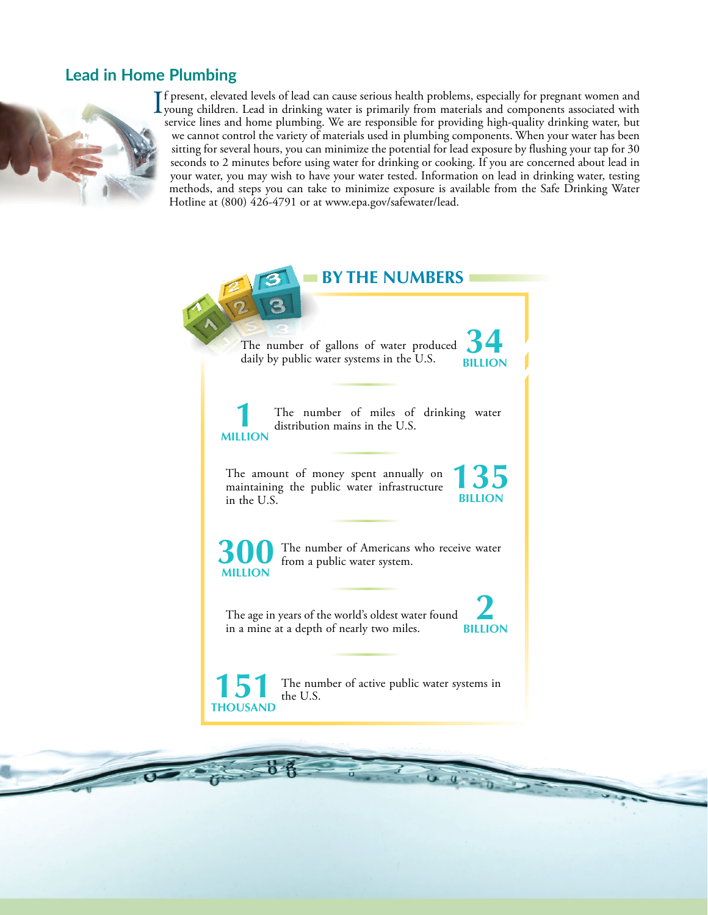## Lead in Home Plumbing

If present, elevated levels of lead can cause serious health problems, especially for pregnant women and young children. Lead in drinking water is primarily from materials and components associated with service lines and home plumbing. We are responsible for providing high-quality drinking water, but we cannot control the variety of materials used in plumbing components. When your water has been sitting for several hours, you can minimize the potential for lead exposure by flushing your tap for 30 seconds to 2 minutes before using water for drinking or cooking. If you are concerned about lead in your water, you may wish to have your water tested. Information on lead in drinking water, testing methods, and steps you can take to minimize exposure is available from the Safe Drinking Water Hotline at (800) 426-4791 or at www.epa.gov/safewater/lead.

## BY THE NUMBERS

**34 BILLION** — The number of gallons of water produced daily by public water systems in the U.S.

**1 MILLION** — The number of miles of drinking water distribution mains in the U.S.

**135 BILLION** — The amount of money spent annually on maintaining the public water infrastructure in the U.S.

**300 MILLION** — The number of Americans who receive water from a public water system.

**2 BILLION** — The age in years of the world's oldest water found in a mine at a depth of nearly two miles.

**151 THOUSAND** — The number of active public water systems in the U.S.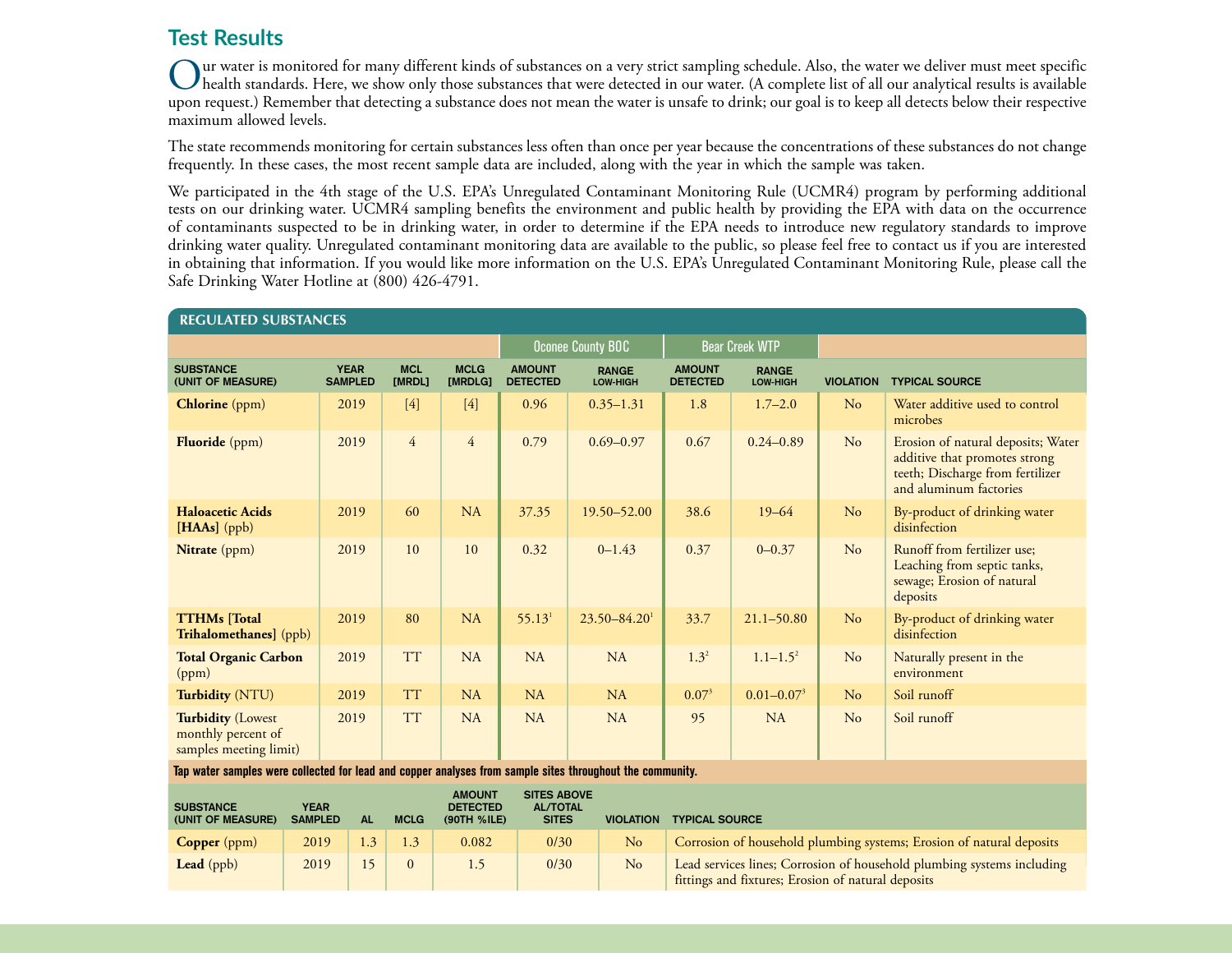## Test Results

Our water is monitored for many different kinds of substances on a very strict sampling schedule. Also, the water we deliver must meet specific health standards. Here, we show only those substances that were detected in our water. (A complete list of all our analytical results is available upon request.) Remember that detecting a substance does not mean the water is unsafe to drink; our goal is to keep all detects below their respective maximum allowed levels.

The state recommends monitoring for certain substances less often than once per year because the concentrations of these substances do not change frequently. In these cases, the most recent sample data are included, along with the year in which the sample was taken.

We participated in the 4th stage of the U.S. EPA's Unregulated Contaminant Monitoring Rule (UCMR4) program by performing additional tests on our drinking water. UCMR4 sampling benefits the environment and public health by providing the EPA with data on the occurrence of contaminants suspected to be in drinking water, in order to determine if the EPA needs to introduce new regulatory standards to improve drinking water quality. Unregulated contaminant monitoring data are available to the public, so please feel free to contact us if you are interested in obtaining that information. If you would like more information on the U.S. EPA's Unregulated Contaminant Monitoring Rule, please call the Safe Drinking Water Hotline at (800) 426-4791.

### REGULATED SUBSTANCES

| | | | | Oconee County BOC | | Bear Creek WTP | | | |
|---|---|---|---|---|---|---|---|---|---|
| SUBSTANCE (UNIT OF MEASURE) | YEAR SAMPLED | MCL [MRDL] | MCLG [MRDLG] | AMOUNT DETECTED | RANGE LOW-HIGH | AMOUNT DETECTED | RANGE LOW-HIGH | VIOLATION | TYPICAL SOURCE |
| **Chlorine** (ppm) | 2019 | [4] | [4] | 0.96 | 0.35–1.31 | 1.8 | 1.7–2.0 | No | Water additive used to control microbes |
| **Fluoride** (ppm) | 2019 | 4 | 4 | 0.79 | 0.69–0.97 | 0.67 | 0.24–0.89 | No | Erosion of natural deposits; Water additive that promotes strong teeth; Discharge from fertilizer and aluminum factories |
| **Haloacetic Acids [HAAs]** (ppb) | 2019 | 60 | NA | 37.35 | 19.50–52.00 | 38.6 | 19–64 | No | By-product of drinking water disinfection |
| **Nitrate** (ppm) | 2019 | 10 | 10 | 0.32 | 0–1.43 | 0.37 | 0–0.37 | No | Runoff from fertilizer use; Leaching from septic tanks, sewage; Erosion of natural deposits |
| **TTHMs [Total Trihalomethanes]** (ppb) | 2019 | 80 | NA | 55.13[1] | 23.50–84.20[1] | 33.7 | 21.1–50.80 | No | By-product of drinking water disinfection |
| **Total Organic Carbon** (ppm) | 2019 | TT | NA | NA | NA | 1.3[2] | 1.1–1.5[2] | No | Naturally present in the environment |
| **Turbidity** (NTU) | 2019 | TT | NA | NA | NA | 0.07[3] | 0.01–0.07[3] | No | Soil runoff |
| **Turbidity** (Lowest monthly percent of samples meeting limit) | 2019 | TT | NA | NA | NA | 95 | NA | No | Soil runoff |

Tap water samples were collected for lead and copper analyses from sample sites throughout the community.

| SUBSTANCE (UNIT OF MEASURE) | YEAR SAMPLED | AL | MCLG | AMOUNT DETECTED (90TH %ILE) | SITES ABOVE AL/TOTAL SITES | VIOLATION | TYPICAL SOURCE |
|---|---|---|---|---|---|---|---|
| **Copper** (ppm) | 2019 | 1.3 | 1.3 | 0.082 | 0/30 | No | Corrosion of household plumbing systems; Erosion of natural deposits |
| **Lead** (ppb) | 2019 | 15 | 0 | 1.5 | 0/30 | No | Lead services lines; Corrosion of household plumbing systems including fittings and fixtures; Erosion of natural deposits |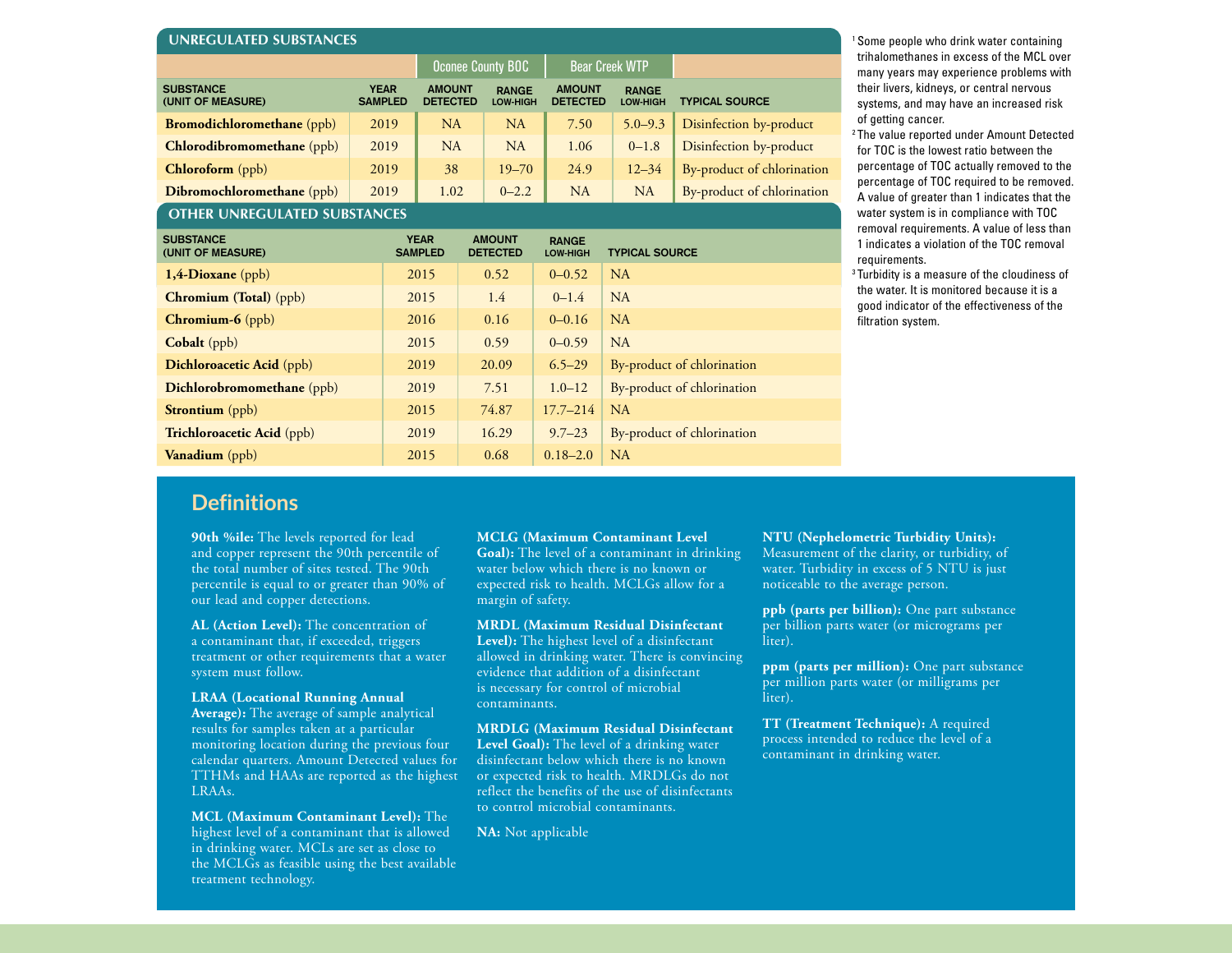## UNREGULATED SUBSTANCES

| | | Oconee County BOC | | Bear Creek WTP | | |
|---|---|---|---|---|---|---|
| SUBSTANCE (UNIT OF MEASURE) | YEAR SAMPLED | AMOUNT DETECTED | RANGE LOW-HIGH | AMOUNT DETECTED | RANGE LOW-HIGH | TYPICAL SOURCE |
| **Bromodichloromethane** (ppb) | 2019 | NA | NA | 7.50 | 5.0–9.3 | Disinfection by-product |
| **Chlorodibromomethane** (ppb) | 2019 | NA | NA | 1.06 | 0–1.8 | Disinfection by-product |
| **Chloroform** (ppb) | 2019 | 38 | 19–70 | 24.9 | 12–34 | By-product of chlorination |
| **Dibromochloromethane** (ppb) | 2019 | 1.02 | 0–2.2 | NA | NA | By-product of chlorination |

## OTHER UNREGULATED SUBSTANCES

| SUBSTANCE (UNIT OF MEASURE) | YEAR SAMPLED | AMOUNT DETECTED | RANGE LOW-HIGH | TYPICAL SOURCE |
|---|---|---|---|---|
| **1,4-Dioxane** (ppb) | 2015 | 0.52 | 0–0.52 | NA |
| **Chromium (Total)** (ppb) | 2015 | 1.4 | 0–1.4 | NA |
| **Chromium-6** (ppb) | 2016 | 0.16 | 0–0.16 | NA |
| **Cobalt** (ppb) | 2015 | 0.59 | 0–0.59 | NA |
| **Dichloroacetic Acid** (ppb) | 2019 | 20.09 | 6.5–29 | By-product of chlorination |
| **Dichlorobromomethane** (ppb) | 2019 | 7.51 | 1.0–12 | By-product of chlorination |
| **Strontium** (ppb) | 2015 | 74.87 | 17.7–214 | NA |
| **Trichloroacetic Acid** (ppb) | 2019 | 16.29 | 9.7–23 | By-product of chlorination |
| **Vanadium** (ppb) | 2015 | 0.68 | 0.18–2.0 | NA |

[1] Some people who drink water containing trihalomethanes in excess of the MCL over many years may experience problems with their livers, kidneys, or central nervous systems, and may have an increased risk of getting cancer.

[2] The value reported under Amount Detected for TOC is the lowest ratio between the percentage of TOC actually removed to the percentage of TOC required to be removed. A value of greater than 1 indicates that the water system is in compliance with TOC removal requirements. A value of less than 1 indicates a violation of the TOC removal requirements.

[3] Turbidity is a measure of the cloudiness of the water. It is monitored because it is a good indicator of the effectiveness of the filtration system.

## Definitions

**90th %ile:** The levels reported for lead and copper represent the 90th percentile of the total number of sites tested. The 90th percentile is equal to or greater than 90% of our lead and copper detections.

**AL (Action Level):** The concentration of a contaminant that, if exceeded, triggers treatment or other requirements that a water system must follow.

**LRAA (Locational Running Annual Average):** The average of sample analytical results for samples taken at a particular monitoring location during the previous four calendar quarters. Amount Detected values for TTHMs and HAAs are reported as the highest LRAAs.

**MCL (Maximum Contaminant Level):** The highest level of a contaminant that is allowed in drinking water. MCLs are set as close to the MCLGs as feasible using the best available treatment technology.

**MCLG (Maximum Contaminant Level Goal):** The level of a contaminant in drinking water below which there is no known or expected risk to health. MCLGs allow for a margin of safety.

**MRDL (Maximum Residual Disinfectant Level):** The highest level of a disinfectant allowed in drinking water. There is convincing evidence that addition of a disinfectant is necessary for control of microbial contaminants.

**MRDLG (Maximum Residual Disinfectant Level Goal):** The level of a drinking water disinfectant below which there is no known or expected risk to health. MRDLGs do not reflect the benefits of the use of disinfectants to control microbial contaminants.

**NA:** Not applicable

**NTU (Nephelometric Turbidity Units):** Measurement of the clarity, or turbidity, of water. Turbidity in excess of 5 NTU is just noticeable to the average person.

**ppb (parts per billion):** One part substance per billion parts water (or micrograms per liter).

**ppm (parts per million):** One part substance per million parts water (or milligrams per liter).

**TT (Treatment Technique):** A required process intended to reduce the level of a contaminant in drinking water.